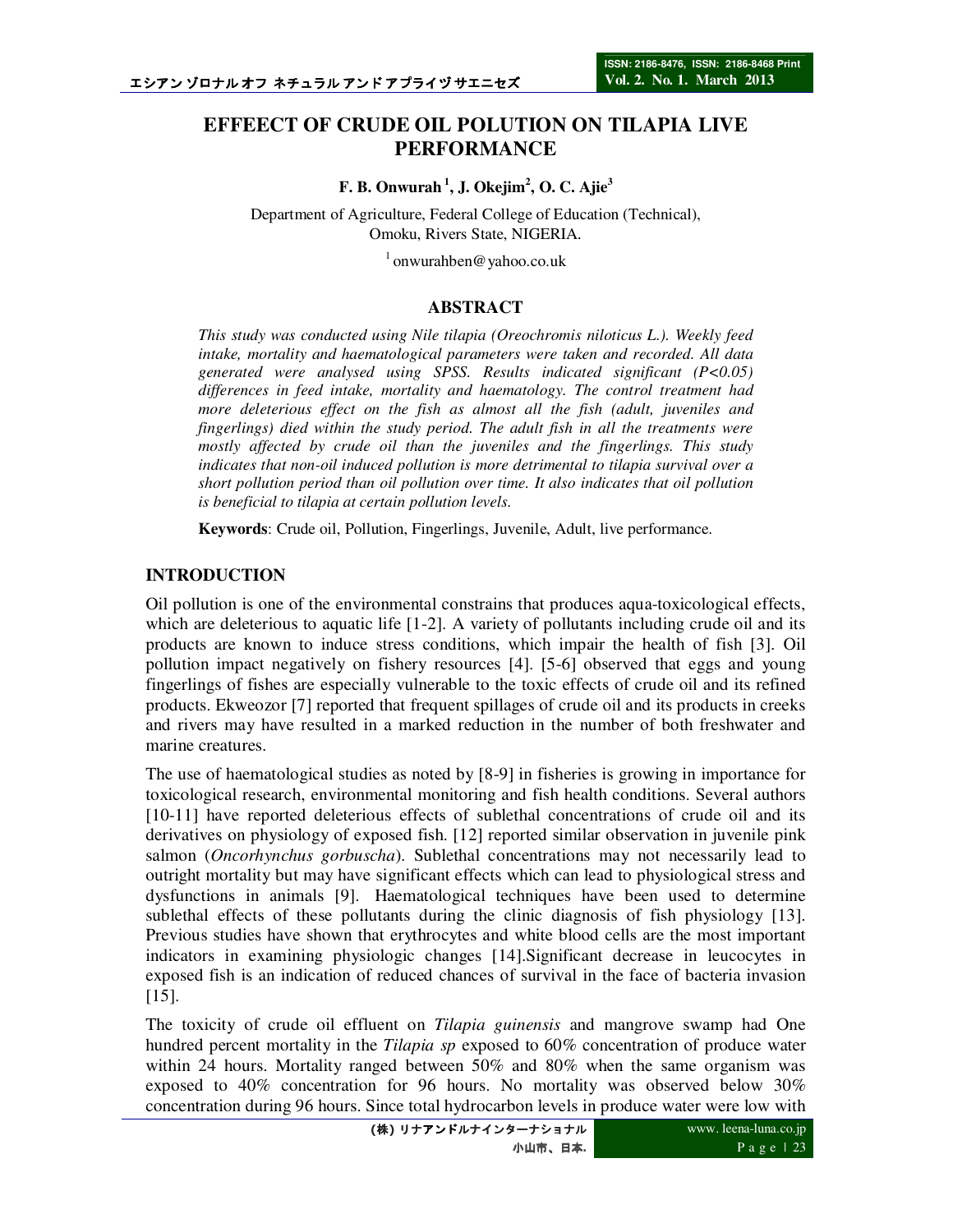# EFFEECT OF CRUDE OIL POLUTION ON TILAPIA LIVE PERFORMANCE

**F. B. Onwurah [1], J. Okejim[2], O. C. Ajie[3]**

Department of Agriculture, Federal College of Education (Technical), Omoku, Rivers State, NIGERIA.

[1] onwurahben@yahoo.co.uk

## ABSTRACT

*This study was conducted using Nile tilapia (Oreochromis niloticus L.). Weekly feed intake, mortality and haematological parameters were taken and recorded. All data generated were analysed using SPSS. Results indicated significant (P<0.05) differences in feed intake, mortality and haematology. The control treatment had more deleterious effect on the fish as almost all the fish (adult, juveniles and fingerlings) died within the study period. The adult fish in all the treatments were mostly affected by crude oil than the juveniles and the fingerlings. This study indicates that non-oil induced pollution is more detrimental to tilapia survival over a short pollution period than oil pollution over time. It also indicates that oil pollution is beneficial to tilapia at certain pollution levels.*

**Keywords**: Crude oil, Pollution, Fingerlings, Juvenile, Adult, live performance.

## INTRODUCTION

Oil pollution is one of the environmental constrains that produces aqua-toxicological effects, which are deleterious to aquatic life [1-2]. A variety of pollutants including crude oil and its products are known to induce stress conditions, which impair the health of fish [3]. Oil pollution impact negatively on fishery resources [4]. [5-6] observed that eggs and young fingerlings of fishes are especially vulnerable to the toxic effects of crude oil and its refined products. Ekweozor [7] reported that frequent spillages of crude oil and its products in creeks and rivers may have resulted in a marked reduction in the number of both freshwater and marine creatures.

The use of haematological studies as noted by [8-9] in fisheries is growing in importance for toxicological research, environmental monitoring and fish health conditions. Several authors [10-11] have reported deleterious effects of sublethal concentrations of crude oil and its derivatives on physiology of exposed fish. [12] reported similar observation in juvenile pink salmon (*Oncorhynchus gorbuscha*). Sublethal concentrations may not necessarily lead to outright mortality but may have significant effects which can lead to physiological stress and dysfunctions in animals [9]. Haematological techniques have been used to determine sublethal effects of these pollutants during the clinic diagnosis of fish physiology [13]. Previous studies have shown that erythrocytes and white blood cells are the most important indicators in examining physiologic changes [14].Significant decrease in leucocytes in exposed fish is an indication of reduced chances of survival in the face of bacteria invasion [15].

The toxicity of crude oil effluent on *Tilapia guinensis* and mangrove swamp had One hundred percent mortality in the *Tilapia sp* exposed to 60% concentration of produce water within 24 hours. Mortality ranged between 50% and 80% when the same organism was exposed to 40% concentration for 96 hours. No mortality was observed below 30% concentration during 96 hours. Since total hydrocarbon levels in produce water were low with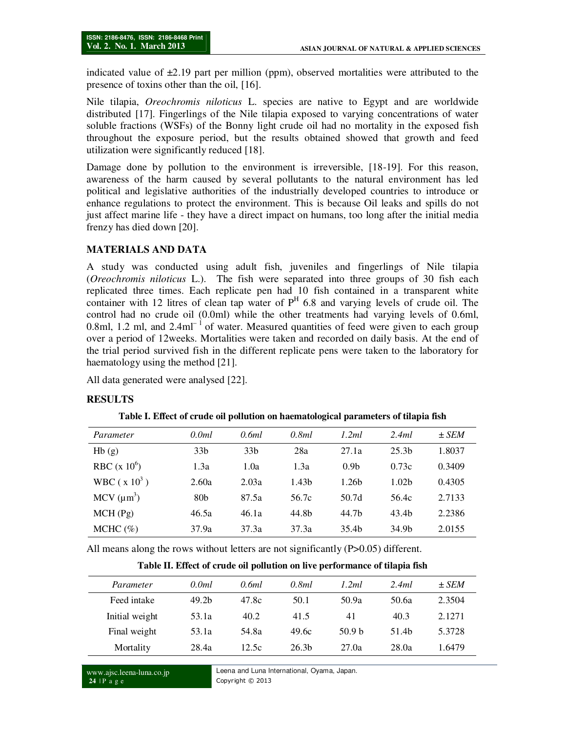indicated value of ±2.19 part per million (ppm), observed mortalities were attributed to the presence of toxins other than the oil, [16].

Nile tilapia, *Oreochromis niloticus* L. species are native to Egypt and are worldwide distributed [17]. Fingerlings of the Nile tilapia exposed to varying concentrations of water soluble fractions (WSFs) of the Bonny light crude oil had no mortality in the exposed fish throughout the exposure period, but the results obtained showed that growth and feed utilization were significantly reduced [18].

Damage done by pollution to the environment is irreversible, [18-19]. For this reason, awareness of the harm caused by several pollutants to the natural environment has led political and legislative authorities of the industrially developed countries to introduce or enhance regulations to protect the environment. This is because Oil leaks and spills do not just affect marine life - they have a direct impact on humans, too long after the initial media frenzy has died down [20].

## MATERIALS AND DATA

A study was conducted using adult fish, juveniles and fingerlings of Nile tilapia (*Oreochromis niloticus* L.). The fish were separated into three groups of 30 fish each replicated three times. Each replicate pen had 10 fish contained in a transparent white container with 12 litres of clean tap water of $P^H$ 6.8 and varying levels of crude oil. The control had no crude oil (0.0ml) while the other treatments had varying levels of 0.6ml, 0.8ml, 1.2 ml, and 2.4ml$^{-1}$ of water. Measured quantities of feed were given to each group over a period of 12weeks. Mortalities were taken and recorded on daily basis. At the end of the trial period survived fish in the different replicate pens were taken to the laboratory for haematology using the method [21].

All data generated were analysed [22].

## RESULTS

**Table I. Effect of crude oil pollution on haematological parameters of tilapia fish**

| *Parameter* | *0.0ml* | *0.6ml* | *0.8ml* | *1.2ml* | *2.4ml* | *± SEM* |
|---|---|---|---|---|---|---|
| Hb (g) | 33b | 33b | 28a | 27.1a | 25.3b | 1.8037 |
| RBC (x $10^6$) | 1.3a | 1.0a | 1.3a | 0.9b | 0.73c | 0.3409 |
| WBC ( x $10^3$ ) | 2.60a | 2.03a | 1.43b | 1.26b | 1.02b | 0.4305 |
| MCV (µm$^3$) | 80b | 87.5a | 56.7c | 50.7d | 56.4c | 2.7133 |
| MCH (Pg) | 46.5a | 46.1a | 44.8b | 44.7b | 43.4b | 2.2386 |
| MCHC (%) | 37.9a | 37.3a | 37.3a | 35.4b | 34.9b | 2.0155 |

All means along the rows without letters are not significantly (P>0.05) different.

**Table II. Effect of crude oil pollution on live performance of tilapia fish**

| *Parameter* | *0.0ml* | *0.6ml* | *0.8ml* | *1.2ml* | *2.4ml* | *± SEM* |
|---|---|---|---|---|---|---|
| Feed intake | 49.2b | 47.8c | 50.1 | 50.9a | 50.6a | 2.3504 |
| Initial weight | 53.1a | 40.2 | 41.5 | 41 | 40.3 | 2.1271 |
| Final weight | 53.1a | 54.8a | 49.6c | 50.9 b | 51.4b | 5.3728 |
| Mortality | 28.4a | 12.5c | 26.3b | 27.0a | 28.0a | 1.6479 |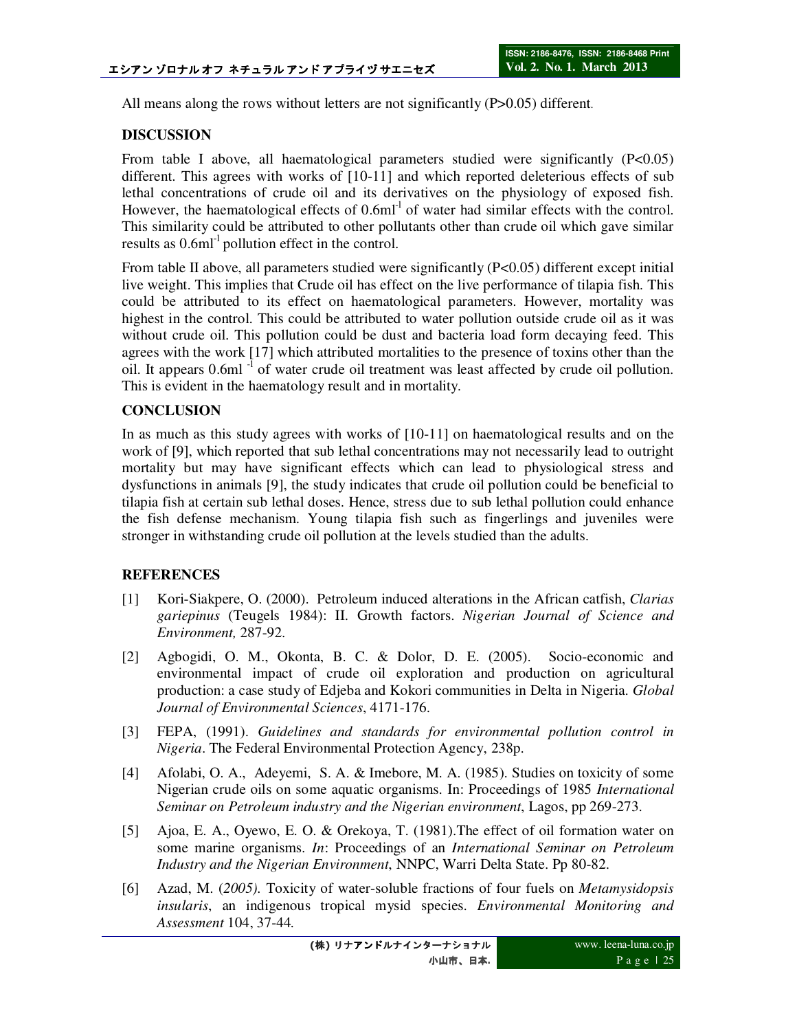All means along the rows without letters are not significantly (P>0.05) different.

## DISCUSSION

From table I above, all haematological parameters studied were significantly (P<0.05) different. This agrees with works of [10-11] and which reported deleterious effects of sub lethal concentrations of crude oil and its derivatives on the physiology of exposed fish. However, the haematological effects of $0.6ml^{-1}$ of water had similar effects with the control. This similarity could be attributed to other pollutants other than crude oil which gave similar results as $0.6ml^{-1}$ pollution effect in the control.

From table II above, all parameters studied were significantly (P<0.05) different except initial live weight. This implies that Crude oil has effect on the live performance of tilapia fish. This could be attributed to its effect on haematological parameters. However, mortality was highest in the control. This could be attributed to water pollution outside crude oil as it was without crude oil. This pollution could be dust and bacteria load form decaying feed. This agrees with the work [17] which attributed mortalities to the presence of toxins other than the oil. It appears $0.6ml^{-1}$ of water crude oil treatment was least affected by crude oil pollution. This is evident in the haematology result and in mortality.

## CONCLUSION

In as much as this study agrees with works of [10-11] on haematological results and on the work of [9], which reported that sub lethal concentrations may not necessarily lead to outright mortality but may have significant effects which can lead to physiological stress and dysfunctions in animals [9], the study indicates that crude oil pollution could be beneficial to tilapia fish at certain sub lethal doses. Hence, stress due to sub lethal pollution could enhance the fish defense mechanism. Young tilapia fish such as fingerlings and juveniles were stronger in withstanding crude oil pollution at the levels studied than the adults.

## REFERENCES

[1] Kori-Siakpere, O. (2000). Petroleum induced alterations in the African catfish, *Clarias gariepinus* (Teugels 1984): II. Growth factors. *Nigerian Journal of Science and Environment,* 287-92.

[2] Agbogidi, O. M., Okonta, B. C. & Dolor, D. E. (2005). Socio-economic and environmental impact of crude oil exploration and production on agricultural production: a case study of Edjeba and Kokori communities in Delta in Nigeria. *Global Journal of Environmental Sciences*, 4171-176.

[3] FEPA, (1991). *Guidelines and standards for environmental pollution control in Nigeria*. The Federal Environmental Protection Agency, 238p.

[4] Afolabi, O. A., Adeyemi, S. A. & Imebore, M. A. (1985). Studies on toxicity of some Nigerian crude oils on some aquatic organisms. In: Proceedings of 1985 *International Seminar on Petroleum industry and the Nigerian environment*, Lagos, pp 269-273.

[5] Ajoa, E. A., Oyewo, E. O. & Orekoya, T. (1981).The effect of oil formation water on some marine organisms. *In*: Proceedings of an *International Seminar on Petroleum Industry and the Nigerian Environment*, NNPC, Warri Delta State. Pp 80-82.

[6] Azad, M. (*2005).* Toxicity of water-soluble fractions of four fuels on *Metamysidopsis insularis*, an indigenous tropical mysid species. *Environmental Monitoring and Assessment* 104, 37-44.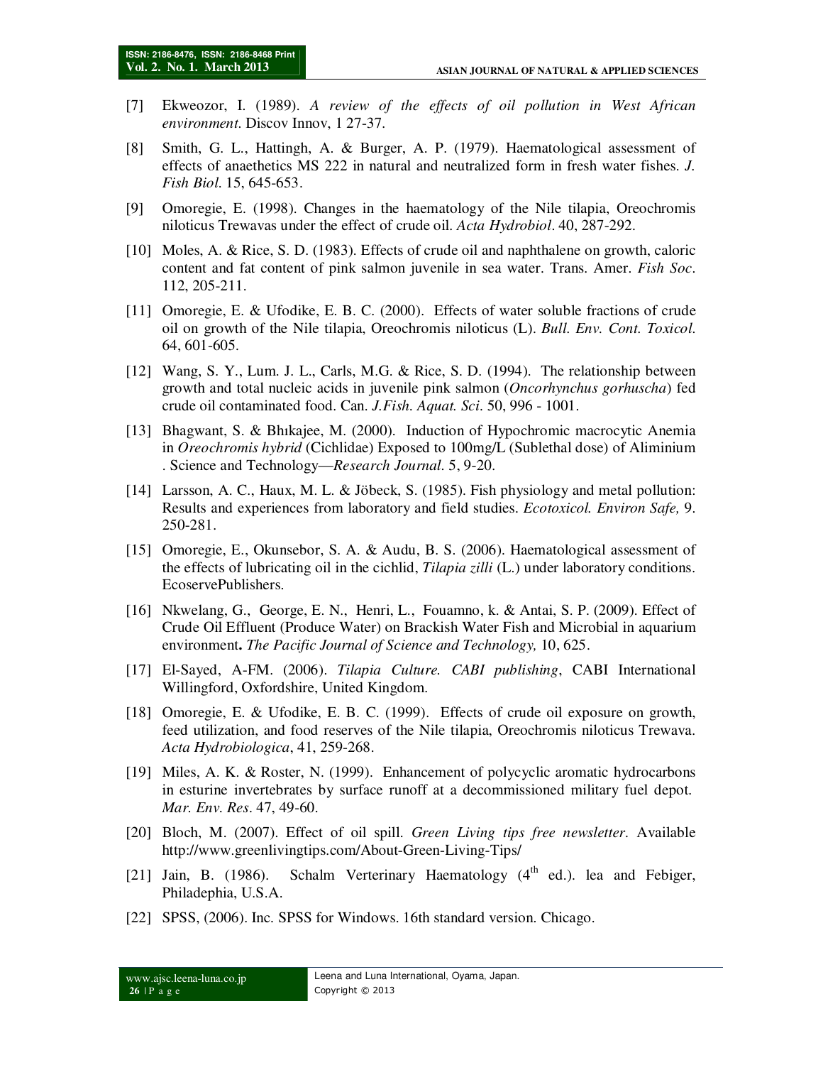[7] Ekweozor, I. (1989). *A review of the effects of oil pollution in West African environment.* Discov Innov, 1 27-37.

[8] Smith, G. L., Hattingh, A. & Burger, A. P. (1979). Haematological assessment of effects of anaethetics MS 222 in natural and neutralized form in fresh water fishes. *J. Fish Biol.* 15, 645-653.

[9] Omoregie, E. (1998). Changes in the haematology of the Nile tilapia, Oreochromis niloticus Trewavas under the effect of crude oil. *Acta Hydrobiol*. 40, 287-292.

[10] Moles, A. & Rice, S. D. (1983). Effects of crude oil and naphthalene on growth, caloric content and fat content of pink salmon juvenile in sea water. Trans. Amer. *Fish Soc*. 112, 205-211.

[11] Omoregie, E. & Ufodike, E. B. C. (2000). Effects of water soluble fractions of crude oil on growth of the Nile tilapia, Oreochromis niloticus (L). *Bull. Env. Cont. Toxicol.* 64, 601-605.

[12] Wang, S. Y., Lum. J. L., Carls, M.G. & Rice, S. D. (1994). The relationship between growth and total nucleic acids in juvenile pink salmon (*Oncorhynchus gorhuscha*) fed crude oil contaminated food. Can. *J.Fish. Aquat. Sci*. 50, 996 - 1001.

[13] Bhagwant, S. & Bhıkajee, M. (2000). Induction of Hypochromic macrocytic Anemia in *Oreochromis hybrid* (Cichlidae) Exposed to 100mg/L (Sublethal dose) of Aliminium . Science and Technology—*Research Journal*. 5, 9-20.

[14] Larsson, A. C., Haux, M. L. & Jöbeck, S. (1985). Fish physiology and metal pollution: Results and experiences from laboratory and field studies. *Ecotoxicol. Environ Safe,* 9. 250-281.

[15] Omoregie, E., Okunsebor, S. A. & Audu, B. S. (2006). Haematological assessment of the effects of lubricating oil in the cichlid, *Tilapia zilli* (L.) under laboratory conditions. EcoservePublishers.

[16] Nkwelang, G., George, E. N., Henri, L., Fouamno, k. & Antai, S. P. (2009). Effect of Crude Oil Effluent (Produce Water) on Brackish Water Fish and Microbial in aquarium environment**.** *The Pacific Journal of Science and Technology,* 10, 625.

[17] El-Sayed, A-FM. (2006). *Tilapia Culture. CABI publishing*, CABI International Willingford, Oxfordshire, United Kingdom.

[18] Omoregie, E. & Ufodike, E. B. C. (1999). Effects of crude oil exposure on growth, feed utilization, and food reserves of the Nile tilapia, Oreochromis niloticus Trewava. *Acta Hydrobiologica*, 41, 259-268.

[19] Miles, A. K. & Roster, N. (1999). Enhancement of polycyclic aromatic hydrocarbons in esturine invertebrates by surface runoff at a decommissioned military fuel depot. *Mar. Env. Res*. 47, 49-60.

[20] Bloch, M. (2007). Effect of oil spill. *Green Living tips free newsletter*. Available http://www.greenlivingtips.com/About-Green-Living-Tips/

[21] Jain, B. (1986). Schalm Verterinary Haematology (4$^{th}$ ed.). lea and Febiger, Philadephia, U.S.A.

[22] SPSS, (2006). Inc. SPSS for Windows. 16th standard version. Chicago.